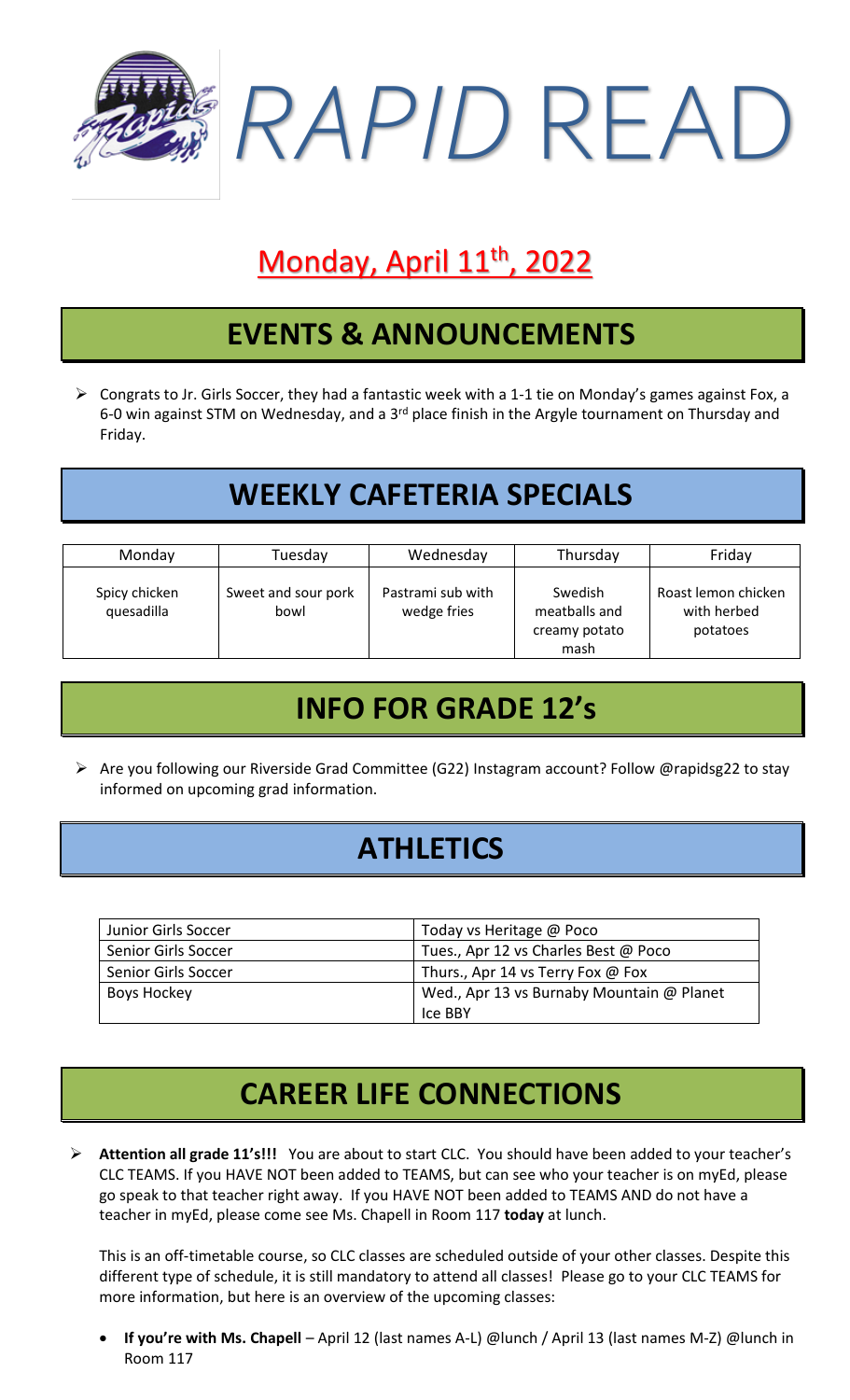# *RAPID* READ

## Monday, April 11th, 2022

## EVENTS & ANNOUNCEMENTS

- Congrats to Jr. Girls Soccer, they had a fantastic week with a 1-1 tie on Monday's games against Fox, a 6-0 win against STM on Wednesday, and a 3rd place finish in the Argyle tournament on Thursday and Friday.

## WEEKLY CAFETERIA SPECIALS

| Monday | Tuesday | Wednesday | Thursday | Friday |
|---|---|---|---|---|
| Spicy chicken quesadilla | Sweet and sour pork bowl | Pastrami sub with wedge fries | Swedish meatballs and creamy potato mash | Roast lemon chicken with herbed potatoes |

## INFO FOR GRADE 12's

- Are you following our Riverside Grad Committee (G22) Instagram account? Follow @rapidsg22 to stay informed on upcoming grad information.

## ATHLETICS

| | |
|---|---|
| Junior Girls Soccer | Today vs Heritage @ Poco |
| Senior Girls Soccer | Tues., Apr 12 vs Charles Best @ Poco |
| Senior Girls Soccer | Thurs., Apr 14 vs Terry Fox @ Fox |
| Boys Hockey | Wed., Apr 13 vs Burnaby Mountain @ Planet Ice BBY |

## CAREER LIFE CONNECTIONS

- **Attention all grade 11's!!!** You are about to start CLC. You should have been added to your teacher's CLC TEAMS. If you HAVE NOT been added to TEAMS, but can see who your teacher is on myEd, please go speak to that teacher right away. If you HAVE NOT been added to TEAMS AND do not have a teacher in myEd, please come see Ms. Chapell in Room 117 **today** at lunch.

  This is an off-timetable course, so CLC classes are scheduled outside of your other classes. Despite this different type of schedule, it is still mandatory to attend all classes! Please go to your CLC TEAMS for more information, but here is an overview of the upcoming classes:

  - **If you're with Ms. Chapell** – April 12 (last names A-L) @lunch / April 13 (last names M-Z) @lunch in Room 117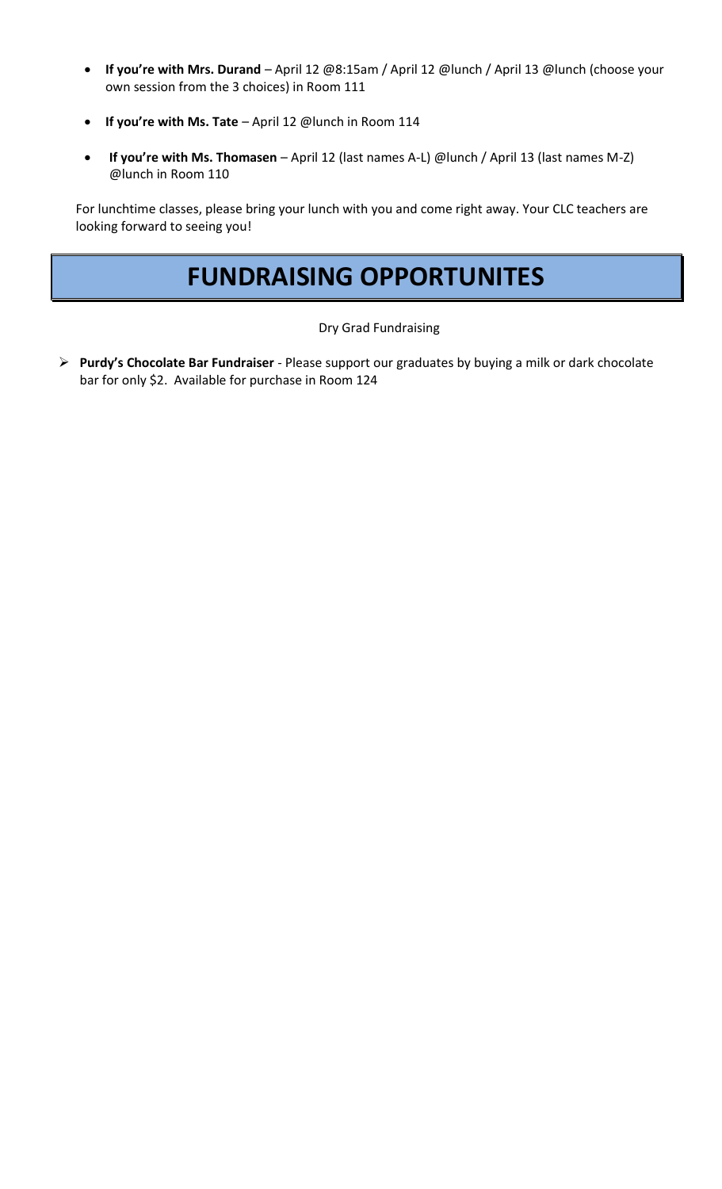- **If you're with Mrs. Durand** – April 12 @8:15am / April 12 @lunch / April 13 @lunch (choose your own session from the 3 choices) in Room 111
- **If you're with Ms. Tate** – April 12 @lunch in Room 114
- **If you're with Ms. Thomasen** – April 12 (last names A-L) @lunch / April 13 (last names M-Z) @lunch in Room 110

For lunchtime classes, please bring your lunch with you and come right away. Your CLC teachers are looking forward to seeing you!

# FUNDRAISING OPPORTUNITES

Dry Grad Fundraising

- **Purdy's Chocolate Bar Fundraiser** - Please support our graduates by buying a milk or dark chocolate bar for only $2. Available for purchase in Room 124